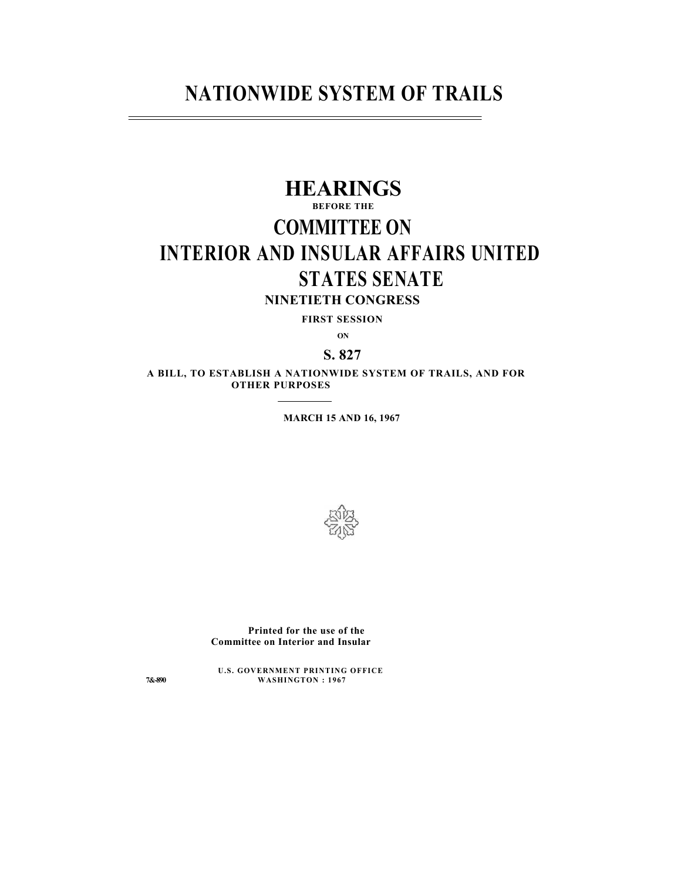# NATIONWIDE SYSTEM OF TRAILS

---

## HEARINGS

BEFORE THE

## COMMITTEE ON INTERIOR AND INSULAR AFFAIRS UNITED STATES SENATE

**NINETIETH CONGRESS**

**FIRST SESSION**

**ON**

**S. 827**

**A BILL, TO ESTABLISH A NATIONWIDE SYSTEM OF TRAILS, AND FOR OTHER PURPOSES**

---

**MARCH 15 AND 16, 1967**

**Printed for the use of the Committee on Interior and Insular**

**U.S. GOVERNMENT PRINTING OFFICE**
**WASHINGTON : 1967**

**7&-890**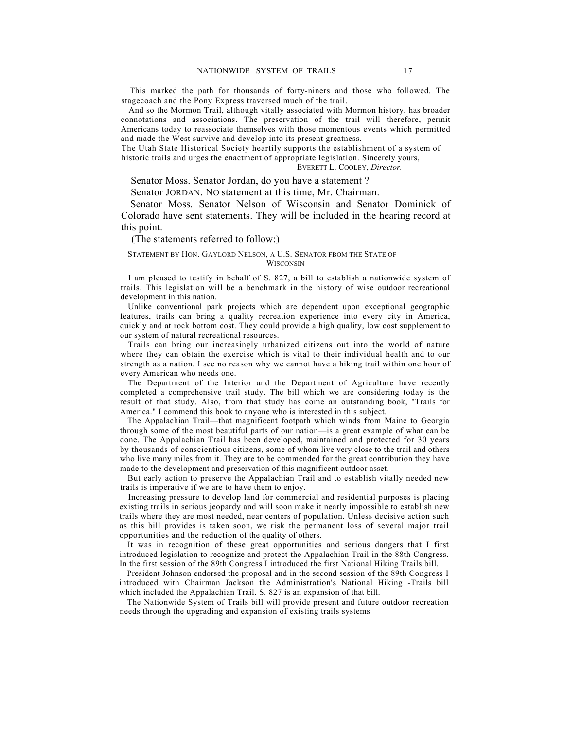This marked the path for thousands of forty-niners and those who followed. The stagecoach and the Pony Express traversed much of the trail.

And so the Mormon Trail, although vitally associated with Mormon history, has broader connotations and associations. The preservation of the trail will therefore, permit Americans today to reassociate themselves with those momentous events which permitted and made the West survive and develop into its present greatness.

The Utah State Historical Society heartily supports the establishment of a system of historic trails and urges the enactment of appropriate legislation. Sincerely yours,

EVERETT L. COOLEY, *Director.*

Senator MOSS. Senator Jordan, do you have a statement ?

Senator JORDAN. NO statement at this time, Mr. Chairman.

Senator MOSS. Senator Nelson of Wisconsin and Senator Dominick of Colorado have sent statements. They will be included in the hearing record at this point.

(The statements referred to follow:)

STATEMENT BY HON. GAYLORD NELSON, A U.S. SENATOR FBOM THE STATE OF WISCONSIN

I am pleased to testify in behalf of S. 827, a bill to establish a nationwide system of trails. This legislation will be a benchmark in the history of wise outdoor recreational development in this nation.

Unlike conventional park projects which are dependent upon exceptional geographic features, trails can bring a quality recreation experience into every city in America, quickly and at rock bottom cost. They could provide a high quality, low cost supplement to our system of natural recreational resources.

Trails can bring our increasingly urbanized citizens out into the world of nature where they can obtain the exercise which is vital to their individual health and to our strength as a nation. I see no reason why we cannot have a hiking trail within one hour of every American who needs one.

The Department of the Interior and the Department of Agriculture have recently completed a comprehensive trail study. The bill which we are considering today is the result of that study. Also, from that study has come an outstanding book, "Trails for America." I commend this book to anyone who is interested in this subject.

The Appalachian Trail—that magnificent footpath which winds from Maine to Georgia through some of the most beautiful parts of our nation—is a great example of what can be done. The Appalachian Trail has been developed, maintained and protected for 30 years by thousands of conscientious citizens, some of whom live very close to the trail and others who live many miles from it. They are to be commended for the great contribution they have made to the development and preservation of this magnificent outdoor asset.

But early action to preserve the Appalachian Trail and to establish vitally needed new trails is imperative if we are to have them to enjoy.

Increasing pressure to develop land for commercial and residential purposes is placing existing trails in serious jeopardy and will soon make it nearly impossible to establish new trails where they are most needed, near centers of population. Unless decisive action such as this bill provides is taken soon, we risk the permanent loss of several major trail opportunities and the reduction of the quality of others.

It was in recognition of these great opportunities and serious dangers that I first introduced legislation to recognize and protect the Appalachian Trail in the 88th Congress. In the first session of the 89th Congress I introduced the first National Hiking Trails bill.

President Johnson endorsed the proposal and in the second session of the 89th Congress I introduced with Chairman Jackson the Administration's National Hiking -Trails bill which included the Appalachian Trail. S. 827 is an expansion of that bill.

The Nationwide System of Trails bill will provide present and future outdoor recreation needs through the upgrading and expansion of existing trails systems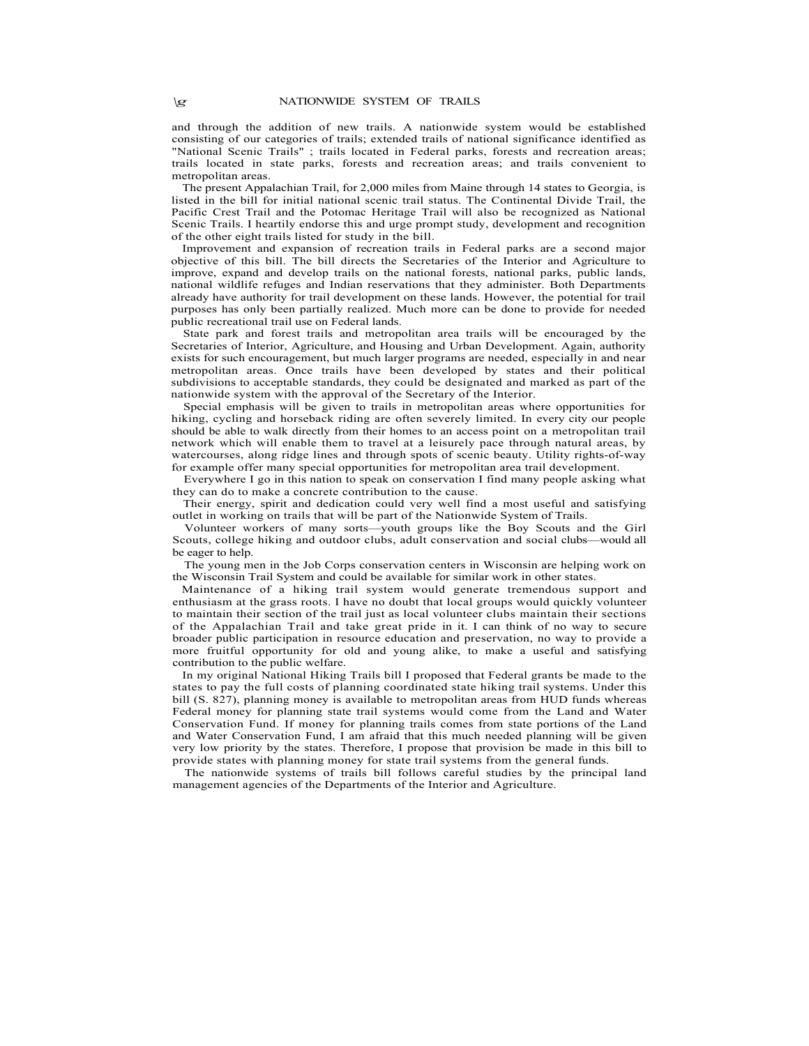and through the addition of new trails. A nationwide system would be established consisting of our categories of trails; extended trails of national significance identified as "National Scenic Trails" ; trails located in Federal parks, forests and recreation areas; trails located in state parks, forests and recreation areas; and trails convenient to metropolitan areas.

The present Appalachian Trail, for 2,000 miles from Maine through 14 states to Georgia, is listed in the bill for initial national scenic trail status. The Continental Divide Trail, the Pacific Crest Trail and the Potomac Heritage Trail will also be recognized as National Scenic Trails. I heartily endorse this and urge prompt study, development and recognition of the other eight trails listed for study in the bill.

Improvement and expansion of recreation trails in Federal parks are a second major objective of this bill. The bill directs the Secretaries of the Interior and Agriculture to improve, expand and develop trails on the national forests, national parks, public lands, national wildlife refuges and Indian reservations that they administer. Both Departments already have authority for trail development on these lands. However, the potential for trail purposes has only been partially realized. Much more can be done to provide for needed public recreational trail use on Federal lands.

State park and forest trails and metropolitan area trails will be encouraged by the Secretaries of Interior, Agriculture, and Housing and Urban Development. Again, authority exists for such encouragement, but much larger programs are needed, especially in and near metropolitan areas. Once trails have been developed by states and their political subdivisions to acceptable standards, they could be designated and marked as part of the nationwide system with the approval of the Secretary of the Interior.

Special emphasis will be given to trails in metropolitan areas where opportunities for hiking, cycling and horseback riding are often severely limited. In every city our people should be able to walk directly from their homes to an access point on a metropolitan trail network which will enable them to travel at a leisurely pace through natural areas, by watercourses, along ridge lines and through spots of scenic beauty. Utility rights-of-way for example offer many special opportunities for metropolitan area trail development.

Everywhere I go in this nation to speak on conservation I find many people asking what they can do to make a concrete contribution to the cause.

Their energy, spirit and dedication could very well find a most useful and satisfying outlet in working on trails that will be part of the Nationwide System of Trails.

Volunteer workers of many sorts—youth groups like the Boy Scouts and the Girl Scouts, college hiking and outdoor clubs, adult conservation and social clubs—would all be eager to help.

The young men in the Job Corps conservation centers in Wisconsin are helping work on the Wisconsin Trail System and could be available for similar work in other states.

Maintenance of a hiking trail system would generate tremendous support and enthusiasm at the grass roots. I have no doubt that local groups would quickly volunteer to maintain their section of the trail just as local volunteer clubs maintain their sections of the Appalachian Trail and take great pride in it. I can think of no way to secure broader public participation in resource education and preservation, no way to provide a more fruitful opportunity for old and young alike, to make a useful and satisfying contribution to the public welfare.

In my original National Hiking Trails bill I proposed that Federal grants be made to the states to pay the full costs of planning coordinated state hiking trail systems. Under this bill (S. 827), planning money is available to metropolitan areas from HUD funds whereas Federal money for planning state trail systems would come from the Land and Water Conservation Fund. If money for planning trails comes from state portions of the Land and Water Conservation Fund, I am afraid that this much needed planning will be given very low priority by the states. Therefore, I propose that provision be made in this bill to provide states with planning money for state trail systems from the general funds.

The nationwide systems of trails bill follows careful studies by the principal land management agencies of the Departments of the Interior and Agriculture.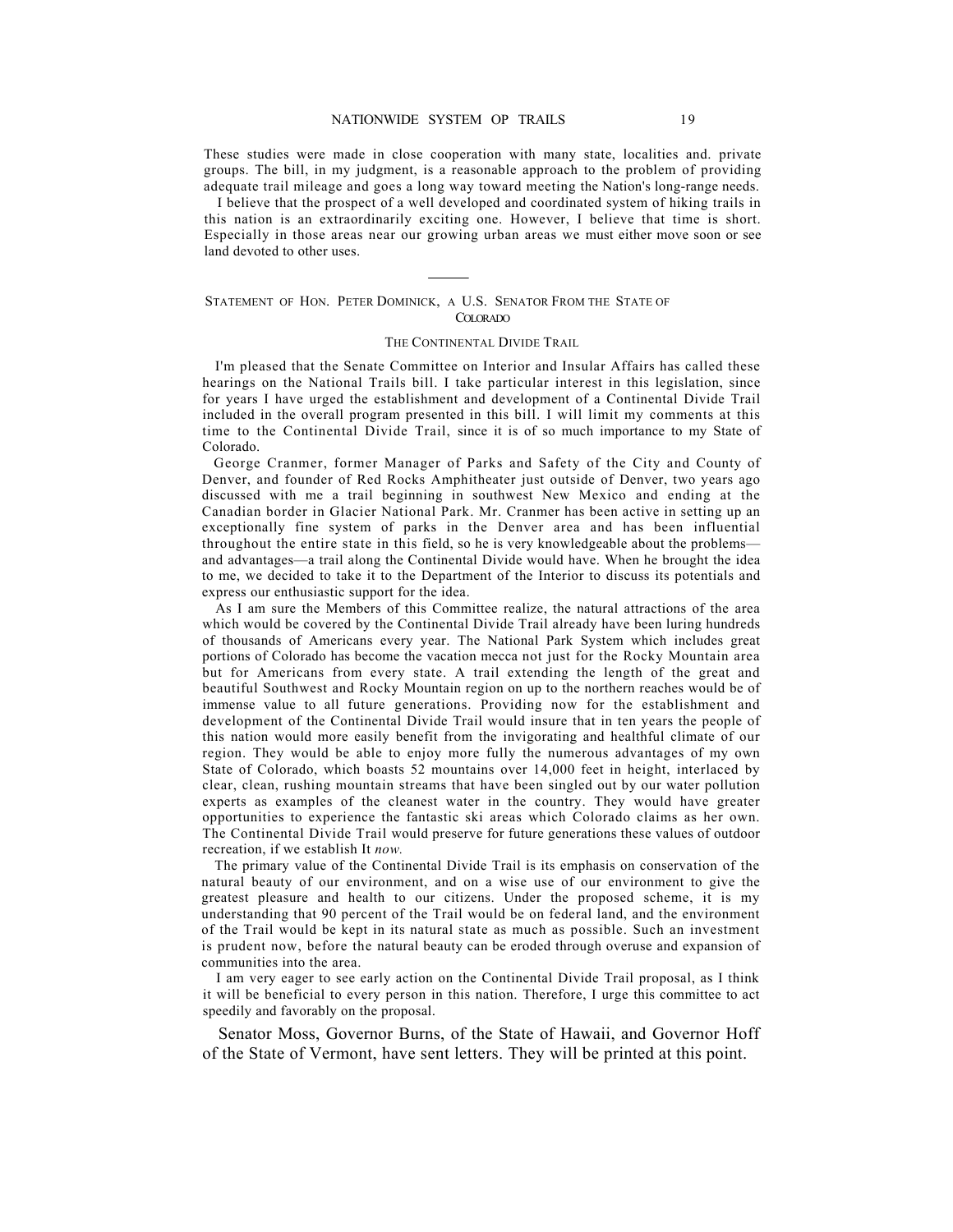These studies were made in close cooperation with many state, localities and. private groups. The bill, in my judgment, is a reasonable approach to the problem of providing adequate trail mileage and goes a long way toward meeting the Nation's long-range needs.

I believe that the prospect of a well developed and coordinated system of hiking trails in this nation is an extraordinarily exciting one. However, I believe that time is short. Especially in those areas near our growing urban areas we must either move soon or see land devoted to other uses.

---

## STATEMENT OF HON. PETER DOMINICK, A U.S. SENATOR FROM THE STATE OF COLORADO

### THE CONTINENTAL DIVIDE TRAIL

I'm pleased that the Senate Committee on Interior and Insular Affairs has called these hearings on the National Trails bill. I take particular interest in this legislation, since for years I have urged the establishment and development of a Continental Divide Trail included in the overall program presented in this bill. I will limit my comments at this time to the Continental Divide Trail, since it is of so much importance to my State of Colorado.

George Cranmer, former Manager of Parks and Safety of the City and County of Denver, and founder of Red Rocks Amphitheater just outside of Denver, two years ago discussed with me a trail beginning in southwest New Mexico and ending at the Canadian border in Glacier National Park. Mr. Cranmer has been active in setting up an exceptionally fine system of parks in the Denver area and has been influential throughout the entire state in this field, so he is very knowledgeable about the problems—and advantages—a trail along the Continental Divide would have. When he brought the idea to me, we decided to take it to the Department of the Interior to discuss its potentials and express our enthusiastic support for the idea.

As I am sure the Members of this Committee realize, the natural attractions of the area which would be covered by the Continental Divide Trail already have been luring hundreds of thousands of Americans every year. The National Park System which includes great portions of Colorado has become the vacation mecca not just for the Rocky Mountain area but for Americans from every state. A trail extending the length of the great and beautiful Southwest and Rocky Mountain region on up to the northern reaches would be of immense value to all future generations. Providing now for the establishment and development of the Continental Divide Trail would insure that in ten years the people of this nation would more easily benefit from the invigorating and healthful climate of our region. They would be able to enjoy more fully the numerous advantages of my own State of Colorado, which boasts 52 mountains over 14,000 feet in height, interlaced by clear, clean, rushing mountain streams that have been singled out by our water pollution experts as examples of the cleanest water in the country. They would have greater opportunities to experience the fantastic ski areas which Colorado claims as her own. The Continental Divide Trail would preserve for future generations these values of outdoor recreation, if we establish It *now.*

The primary value of the Continental Divide Trail is its emphasis on conservation of the natural beauty of our environment, and on a wise use of our environment to give the greatest pleasure and health to our citizens. Under the proposed scheme, it is my understanding that 90 percent of the Trail would be on federal land, and the environment of the Trail would be kept in its natural state as much as possible. Such an investment is prudent now, before the natural beauty can be eroded through overuse and expansion of communities into the area.

I am very eager to see early action on the Continental Divide Trail proposal, as I think it will be beneficial to every person in this nation. Therefore, I urge this committee to act speedily and favorably on the proposal.

Senator Moss, Governor Burns, of the State of Hawaii, and Governor Hoff of the State of Vermont, have sent letters. They will be printed at this point.